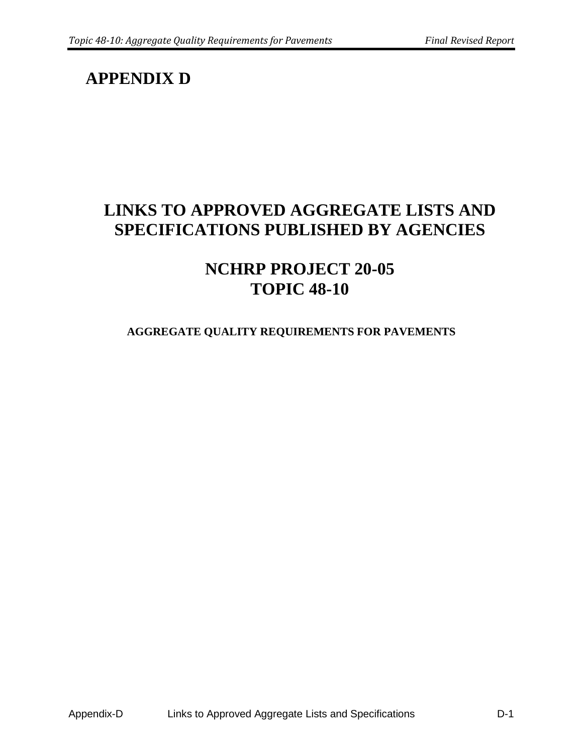# APPENDIX D

## LINKS TO APPROVED AGGREGATE LISTS AND SPECIFICATIONS PUBLISHED BY AGENCIES

## NCHRP PROJECT 20-05
## TOPIC 48-10

**AGGREGATE QUALITY REQUIREMENTS FOR PAVEMENTS**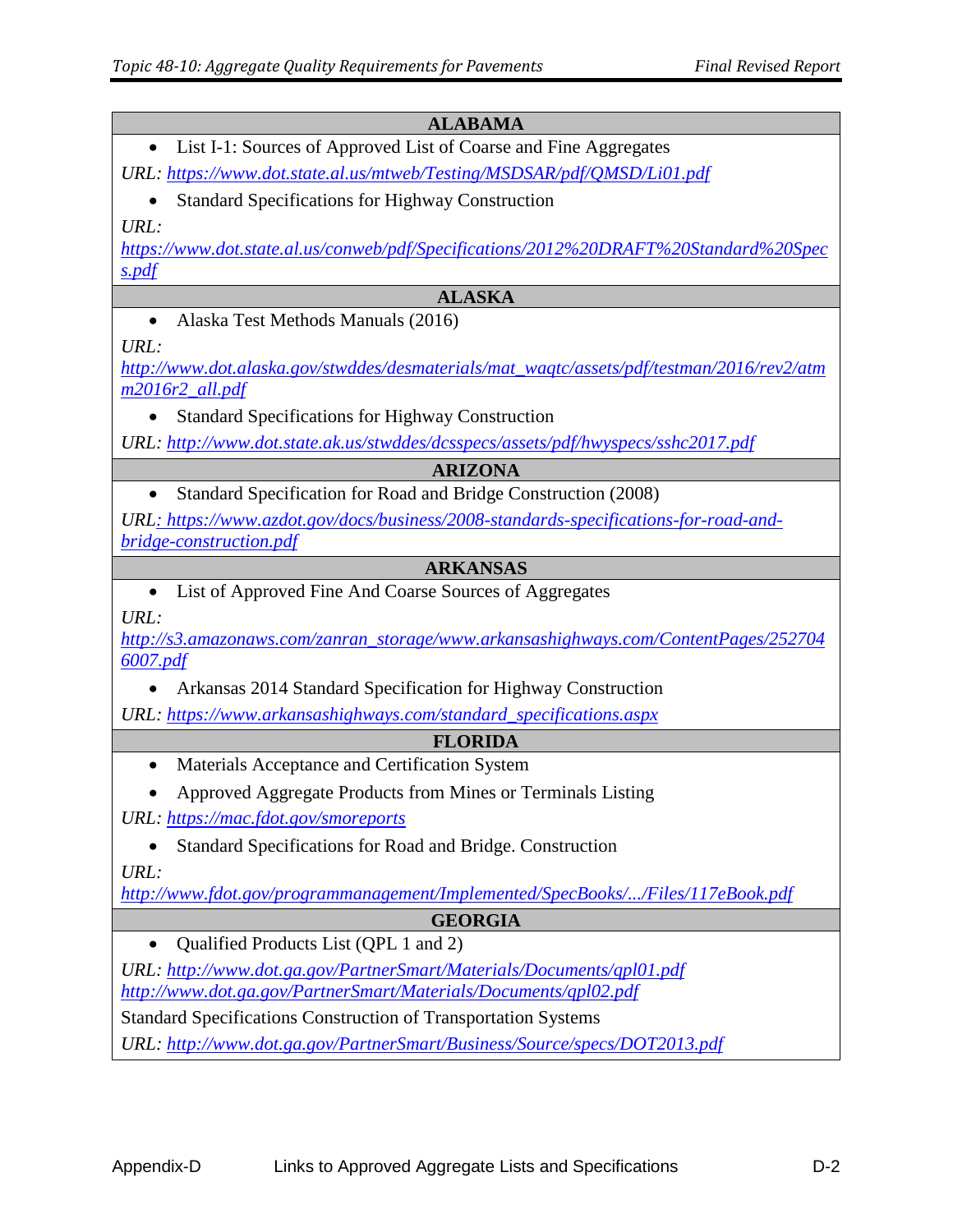## ALABAMA

- List I-1: Sources of Approved List of Coarse and Fine Aggregates

*URL: https://www.dot.state.al.us/mtweb/Testing/MSDSAR/pdf/QMSD/Li01.pdf*

- Standard Specifications for Highway Construction

*URL: https://www.dot.state.al.us/conweb/pdf/Specifications/2012%20DRAFT%20Standard%20Specs.pdf*

## ALASKA

- Alaska Test Methods Manuals (2016)

*URL: http://www.dot.alaska.gov/stwddes/desmaterials/mat_waqtc/assets/pdf/testman/2016/rev2/atmm2016r2_all.pdf*

- Standard Specifications for Highway Construction

*URL: http://www.dot.state.ak.us/stwddes/dcsspecs/assets/pdf/hwyspecs/sshc2017.pdf*

## ARIZONA

- Standard Specification for Road and Bridge Construction (2008)

*URL: https://www.azdot.gov/docs/business/2008-standards-specifications-for-road-and-bridge-construction.pdf*

## ARKANSAS

- List of Approved Fine And Coarse Sources of Aggregates

*URL: http://s3.amazonaws.com/zanran_storage/www.arkansashighways.com/ContentPages/2527046007.pdf*

- Arkansas 2014 Standard Specification for Highway Construction

*URL: https://www.arkansashighways.com/standard_specifications.aspx*

## FLORIDA

- Materials Acceptance and Certification System
- Approved Aggregate Products from Mines or Terminals Listing

*URL: https://mac.fdot.gov/smoreports*

- Standard Specifications for Road and Bridge. Construction

*URL: http://www.fdot.gov/programmanagement/Implemented/SpecBooks/.../Files/117eBook.pdf*

## GEORGIA

- Qualified Products List (QPL 1 and 2)

*URL: http://www.dot.ga.gov/PartnerSmart/Materials/Documents/qpl01.pdf*
*http://www.dot.ga.gov/PartnerSmart/Materials/Documents/qpl02.pdf*

Standard Specifications Construction of Transportation Systems

*URL: http://www.dot.ga.gov/PartnerSmart/Business/Source/specs/DOT2013.pdf*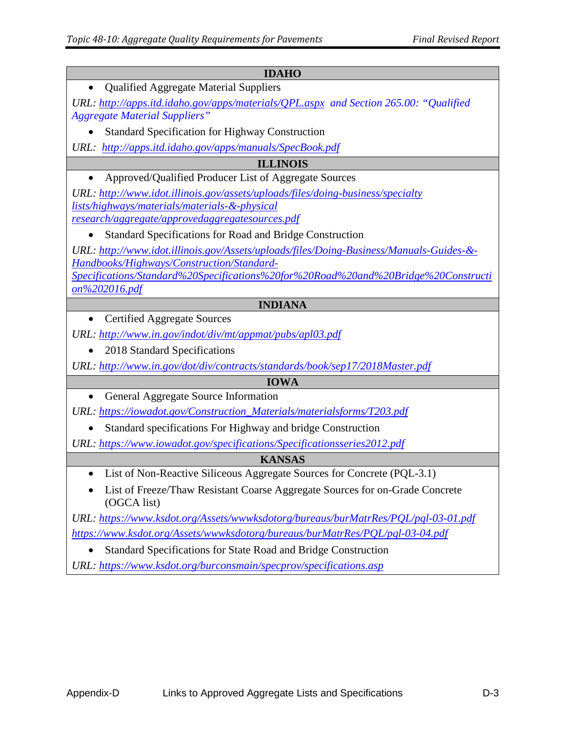| IDAHO |
|---|
| • Qualified Aggregate Material Suppliers<br>*URL: http://apps.itd.idaho.gov/apps/materials/QPL.aspx and Section 265.00: "Qualified Aggregate Material Suppliers"*<br>• Standard Specification for Highway Construction<br>*URL: http://apps.itd.idaho.gov/apps/manuals/SpecBook.pdf* |
| **ILLINOIS** |
| • Approved/Qualified Producer List of Aggregate Sources<br>*URL: http://www.idot.illinois.gov/assets/uploads/files/doing-business/specialty lists/highways/materials/materials-&-physical research/aggregate/approvedaggregatesources.pdf*<br>• Standard Specifications for Road and Bridge Construction<br>*URL: http://www.idot.illinois.gov/Assets/uploads/files/Doing-Business/Manuals-Guides-&-Handbooks/Highways/Construction/Standard-Specifications/Standard%20Specifications%20for%20Road%20and%20Bridge%20Construction%202016.pdf* |
| **INDIANA** |
| • Certified Aggregate Sources<br>*URL: http://www.in.gov/indot/div/mt/appmat/pubs/apl03.pdf*<br>• 2018 Standard Specifications<br>*URL: http://www.in.gov/dot/div/contracts/standards/book/sep17/2018Master.pdf* |
| **IOWA** |
| • General Aggregate Source Information<br>*URL: https://iowadot.gov/Construction_Materials/materialsforms/T203.pdf*<br>• Standard specifications For Highway and bridge Construction<br>*URL: https://www.iowadot.gov/specifications/Specificationsseries2012.pdf* |
| **KANSAS** |
| • List of Non-Reactive Siliceous Aggregate Sources for Concrete (PQL-3.1)<br>• List of Freeze/Thaw Resistant Coarse Aggregate Sources for on-Grade Concrete (OGCA list)<br>*URL: https://www.ksdot.org/Assets/wwwksdotorg/bureaus/burMatrRes/PQL/pql-03-01.pdf*<br>*https://www.ksdot.org/Assets/wwwksdotorg/bureaus/burMatrRes/PQL/pql-03-04.pdf*<br>• Standard Specifications for State Road and Bridge Construction<br>*URL: https://www.ksdot.org/burconsmain/specprov/specifications.asp* |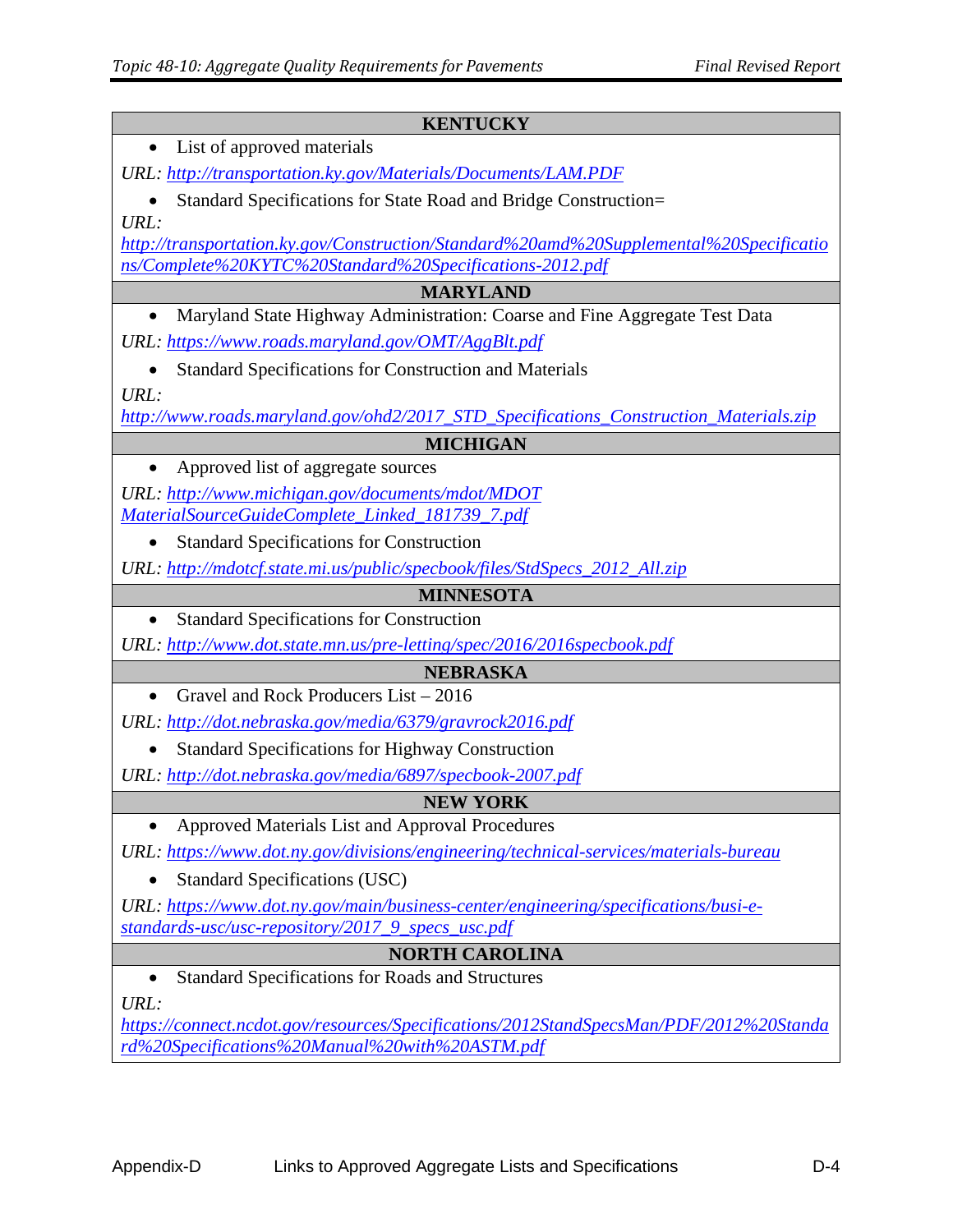| KENTUCKY |
|---|
| • List of approved materials<br>URL: *http://transportation.ky.gov/Materials/Documents/LAM.PDF*<br>• Standard Specifications for State Road and Bridge Construction=<br>URL: *http://transportation.ky.gov/Construction/Standard%20amd%20Supplemental%20Specifications/Complete%20KYTC%20Standard%20Specifications-2012.pdf* |
| **MARYLAND** |
| • Maryland State Highway Administration: Coarse and Fine Aggregate Test Data<br>URL: *https://www.roads.maryland.gov/OMT/AggBlt.pdf*<br>• Standard Specifications for Construction and Materials<br>URL: *http://www.roads.maryland.gov/ohd2/2017_STD_Specifications_Construction_Materials.zip* |
| **MICHIGAN** |
| • Approved list of aggregate sources<br>URL: *http://www.michigan.gov/documents/mdot/MDOT MaterialSourceGuideComplete_Linked_181739_7.pdf*<br>• Standard Specifications for Construction<br>URL: *http://mdotcf.state.mi.us/public/specbook/files/StdSpecs_2012_All.zip* |
| **MINNESOTA** |
| • Standard Specifications for Construction<br>URL: *http://www.dot.state.mn.us/pre-letting/spec/2016/2016specbook.pdf* |
| **NEBRASKA** |
| • Gravel and Rock Producers List – 2016<br>URL: *http://dot.nebraska.gov/media/6379/gravrock2016.pdf*<br>• Standard Specifications for Highway Construction<br>URL: *http://dot.nebraska.gov/media/6897/specbook-2007.pdf* |
| **NEW YORK** |
| • Approved Materials List and Approval Procedures<br>URL: *https://www.dot.ny.gov/divisions/engineering/technical-services/materials-bureau*<br>• Standard Specifications (USC)<br>URL: *https://www.dot.ny.gov/main/business-center/engineering/specifications/busi-e-standards-usc/usc-repository/2017_9_specs_usc.pdf* |
| **NORTH CAROLINA** |
| • Standard Specifications for Roads and Structures<br>URL: *https://connect.ncdot.gov/resources/Specifications/2012StandSpecsMan/PDF/2012%20Standard%20Specifications%20Manual%20with%20ASTM.pdf* |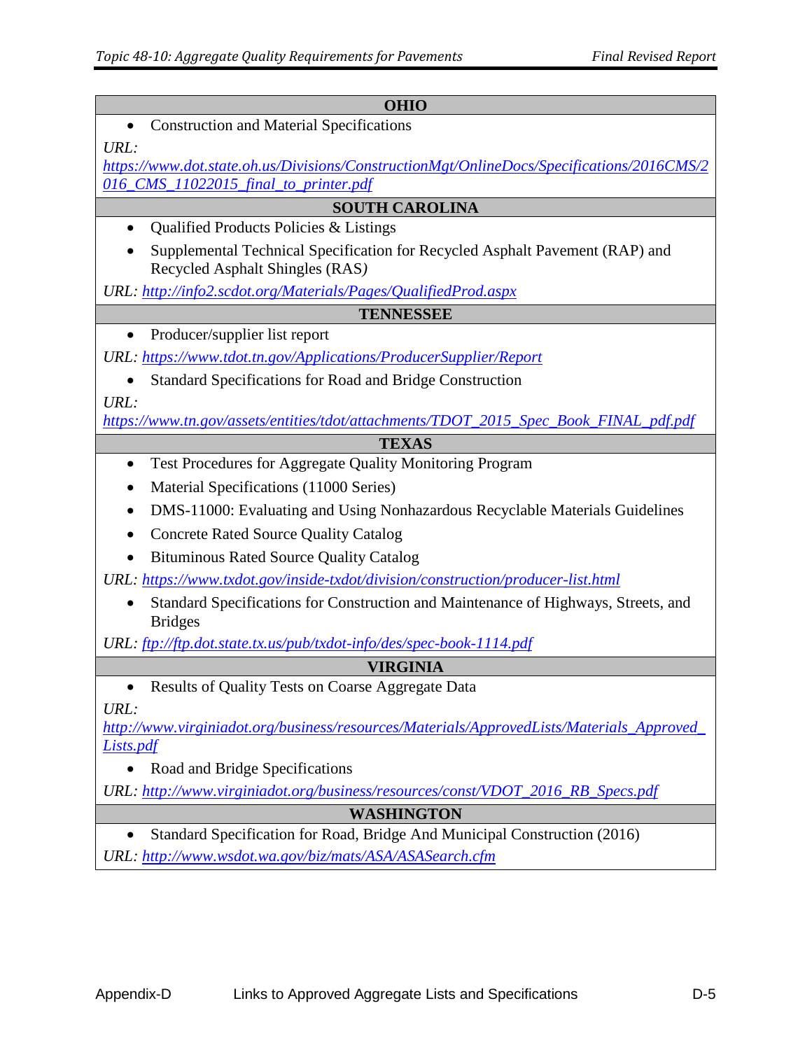| OHIO |
|---|
| • Construction and Material Specifications<br>*URL:* *https://www.dot.state.oh.us/Divisions/ConstructionMgt/OnlineDocs/Specifications/2016CMS/2016_CMS_11022015_final_to_printer.pdf* |
| **SOUTH CAROLINA** |
| • Qualified Products Policies & Listings<br>• Supplemental Technical Specification for Recycled Asphalt Pavement (RAP) and Recycled Asphalt Shingles (RAS)<br>*URL:* *http://info2.scdot.org/Materials/Pages/QualifiedProd.aspx* |
| **TENNESSEE** |
| • Producer/supplier list report<br>*URL:* *https://www.tdot.tn.gov/Applications/ProducerSupplier/Report*<br>• Standard Specifications for Road and Bridge Construction<br>*URL:* *https://www.tn.gov/assets/entities/tdot/attachments/TDOT_2015_Spec_Book_FINAL_pdf.pdf* |
| **TEXAS** |
| • Test Procedures for Aggregate Quality Monitoring Program<br>• Material Specifications (11000 Series)<br>• DMS-11000: Evaluating and Using Nonhazardous Recyclable Materials Guidelines<br>• Concrete Rated Source Quality Catalog<br>• Bituminous Rated Source Quality Catalog<br>*URL:* *https://www.txdot.gov/inside-txdot/division/construction/producer-list.html*<br>• Standard Specifications for Construction and Maintenance of Highways, Streets, and Bridges<br>*URL:* *ftp://ftp.dot.state.tx.us/pub/txdot-info/des/spec-book-1114.pdf* |
| **VIRGINIA** |
| • Results of Quality Tests on Coarse Aggregate Data<br>*URL:* *http://www.virginiadot.org/business/resources/Materials/ApprovedLists/Materials_Approved_Lists.pdf*<br>• Road and Bridge Specifications<br>*URL:* *http://www.virginiadot.org/business/resources/const/VDOT_2016_RB_Specs.pdf* |
| **WASHINGTON** |
| • Standard Specification for Road, Bridge And Municipal Construction (2016)<br>*URL:* *http://www.wsdot.wa.gov/biz/mats/ASA/ASASearch.cfm* |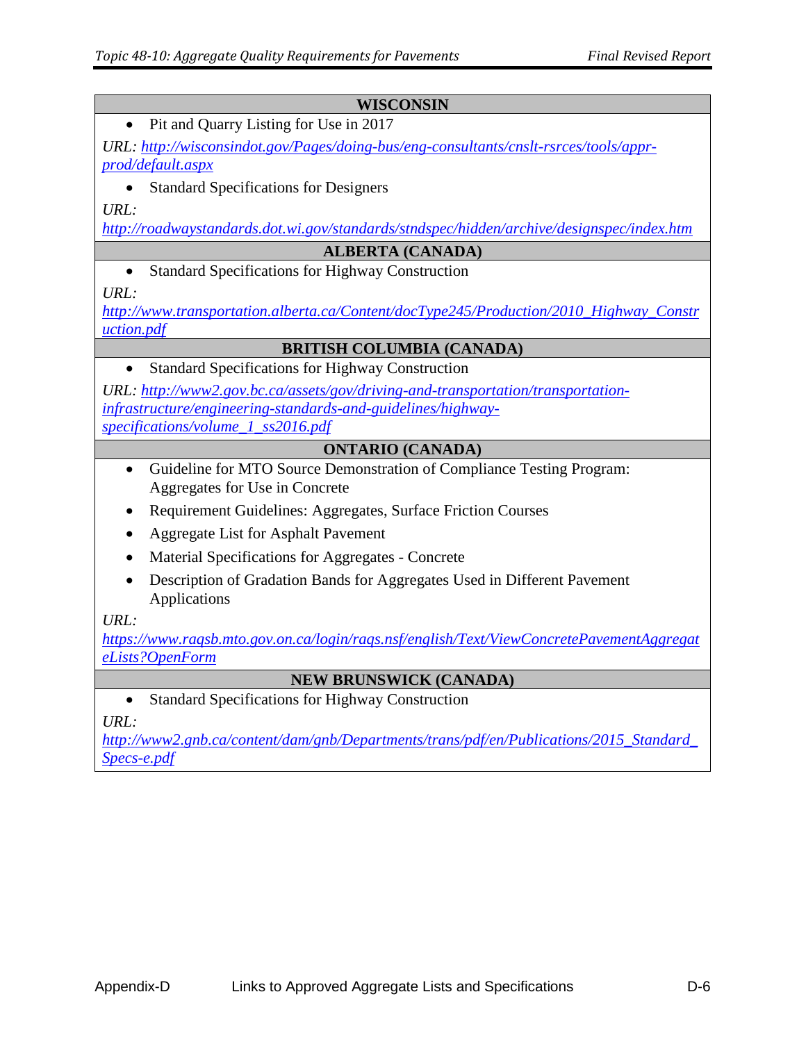## WISCONSIN

- Pit and Quarry Listing for Use in 2017

*URL: http://wisconsindot.gov/Pages/doing-bus/eng-consultants/cnslt-rsrces/tools/appr-prod/default.aspx*

- Standard Specifications for Designers

*URL: http://roadwaystandards.dot.wi.gov/standards/stndspec/hidden/archive/designspec/index.htm*

## ALBERTA (CANADA)

- Standard Specifications for Highway Construction

*URL: http://www.transportation.alberta.ca/Content/docType245/Production/2010_Highway_Construction.pdf*

## BRITISH COLUMBIA (CANADA)

- Standard Specifications for Highway Construction

*URL: http://www2.gov.bc.ca/assets/gov/driving-and-transportation/transportation-infrastructure/engineering-standards-and-guidelines/highway-specifications/volume_1_ss2016.pdf*

## ONTARIO (CANADA)

- Guideline for MTO Source Demonstration of Compliance Testing Program: Aggregates for Use in Concrete
- Requirement Guidelines: Aggregates, Surface Friction Courses
- Aggregate List for Asphalt Pavement
- Material Specifications for Aggregates - Concrete
- Description of Gradation Bands for Aggregates Used in Different Pavement Applications

*URL: https://www.raqsb.mto.gov.on.ca/login/raqs.nsf/english/Text/ViewConcretePavementAggregateLists?OpenForm*

## NEW BRUNSWICK (CANADA)

- Standard Specifications for Highway Construction

*URL: http://www2.gnb.ca/content/dam/gnb/Departments/trans/pdf/en/Publications/2015_Standard_Specs-e.pdf*